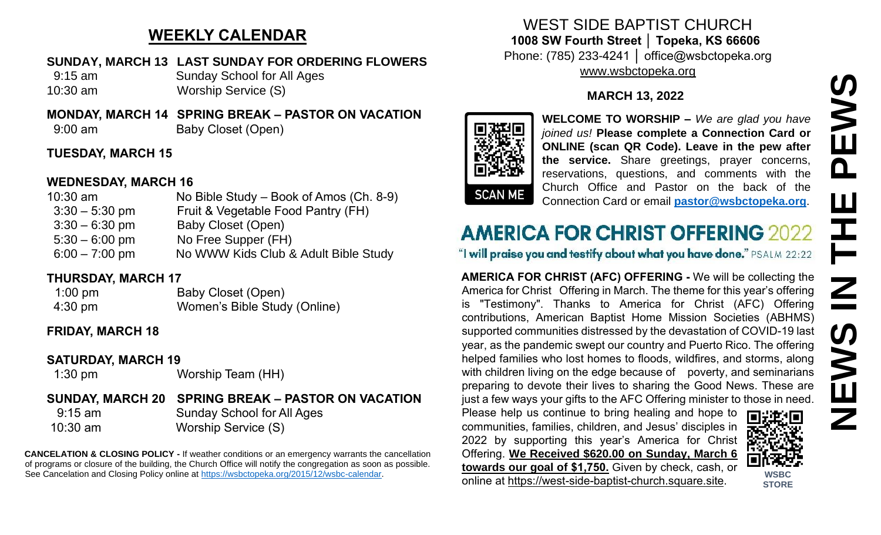## WEEKLY CALENDAR

**SUNDAY, MARCH 13 LAST SUNDAY FOR ORDERING FLOWERS**

| | |
|---|---|
| 9:15 am | Sunday School for All Ages |
| 10:30 am | Worship Service (S) |

**MONDAY, MARCH 14 SPRING BREAK – PASTOR ON VACATION**

| | |
|---|---|
| 9:00 am | Baby Closet (Open) |

**TUESDAY, MARCH 15**

**WEDNESDAY, MARCH 16**

| | |
|---|---|
| 10:30 am | No Bible Study – Book of Amos (Ch. 8-9) |
| 3:30 – 5:30 pm | Fruit & Vegetable Food Pantry (FH) |
| 3:30 – 6:30 pm | Baby Closet (Open) |
| 5:30 – 6:00 pm | No Free Supper (FH) |
| 6:00 – 7:00 pm | No WWW Kids Club & Adult Bible Study |

**THURSDAY, MARCH 17**

| | |
|---|---|
| 1:00 pm | Baby Closet (Open) |
| 4:30 pm | Women's Bible Study (Online) |

**FRIDAY, MARCH 18**

**SATURDAY, MARCH 19**

| | |
|---|---|
| 1:30 pm | Worship Team (HH) |

**SUNDAY, MARCH 20 SPRING BREAK – PASTOR ON VACATION**

| | |
|---|---|
| 9:15 am | Sunday School for All Ages |
| 10:30 am | Worship Service (S) |

**CANCELATION & CLOSING POLICY -** If weather conditions or an emergency warrants the cancellation of programs or closure of the building, the Church Office will notify the congregation as soon as possible. See Cancelation and Closing Policy online at https://wsbctopeka.org/2015/12/wsbc-calendar.

# WEST SIDE BAPTIST CHURCH

**1008 SW Fourth Street │ Topeka, KS 66606**

Phone: (785) 233-4241 │ office@wsbctopeka.org

www.wsbctopeka.org

**MARCH 13, 2022**

SCAN ME

**WELCOME TO WORSHIP –** *We are glad you have joined us!* **Please complete a Connection Card or ONLINE (scan QR Code). Leave in the pew after the service.** Share greetings, prayer concerns, reservations, questions, and comments with the Church Office and Pastor on the back of the Connection Card or email **pastor@wsbctopeka.org**.

## AMERICA FOR CHRIST OFFERING 2022

"I will praise you and testify about what you have done." PSALM 22:22

**AMERICA FOR CHRIST (AFC) OFFERING -** We will be collecting the America for Christ Offering in March. The theme for this year's offering is "Testimony". Thanks to America for Christ (AFC) Offering contributions, American Baptist Home Mission Societies (ABHMS) supported communities distressed by the devastation of COVID-19 last year, as the pandemic swept our country and Puerto Rico. The offering helped families who lost homes to floods, wildfires, and storms, along with children living on the edge because of poverty, and seminarians preparing to devote their lives to sharing the Good News. These are just a few ways your gifts to the AFC Offering minister to those in need. Please help us continue to bring healing and hope to communities, families, children, and Jesus' disciples in 2022 by supporting this year's America for Christ Offering. **We Received $620.00 on Sunday, March 6 towards our goal of $1,750.** Given by check, cash, or online at https://west-side-baptist-church.square.site.

WSBC STORE

# NEWS IN THE PEWS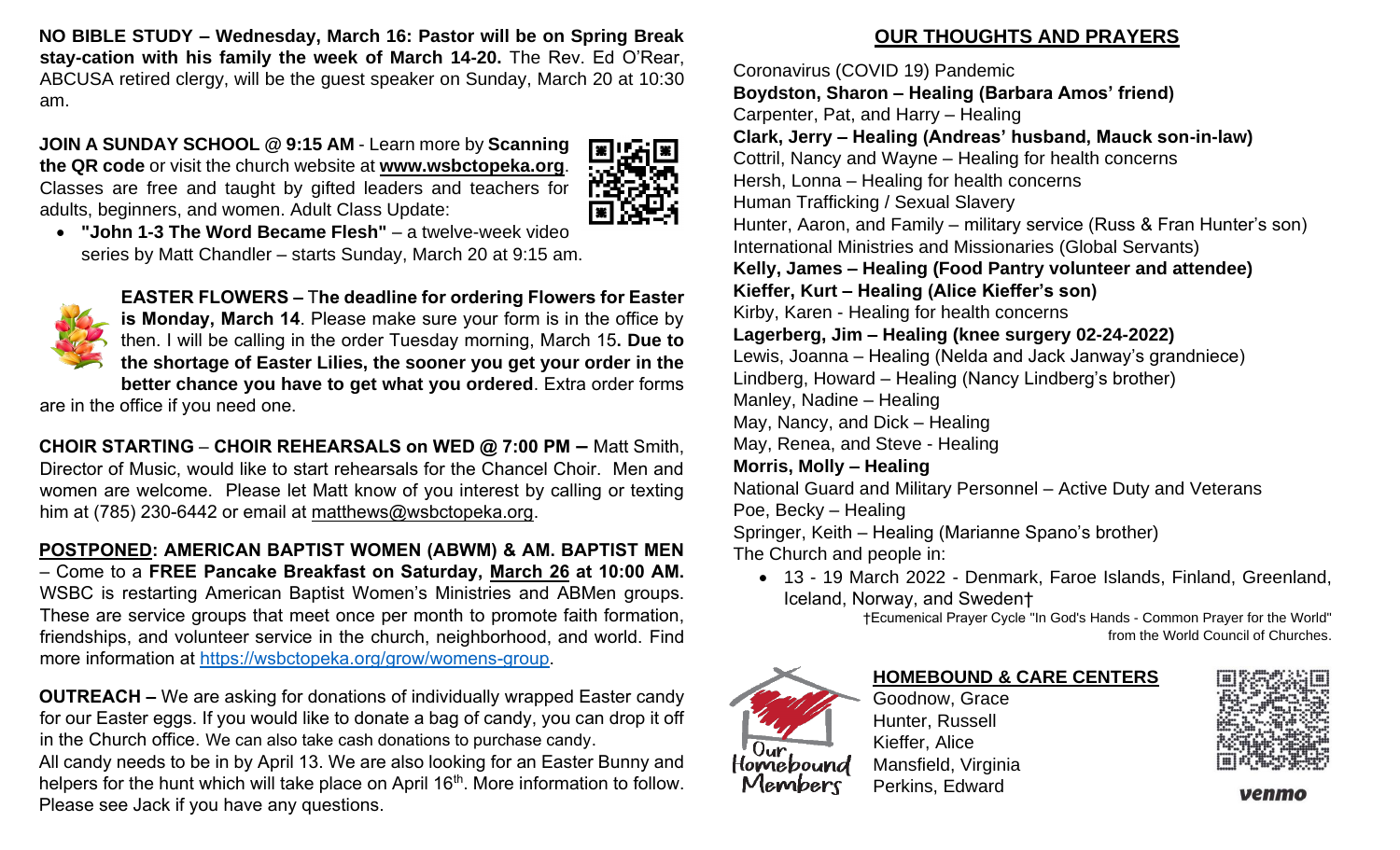**NO BIBLE STUDY – Wednesday, March 16: Pastor will be on Spring Break stay-cation with his family the week of March 14-20.** The Rev. Ed O'Rear, ABCUSA retired clergy, will be the guest speaker on Sunday, March 20 at 10:30 am.

**JOIN A SUNDAY SCHOOL @ 9:15 AM** - Learn more by **Scanning the QR code** or visit the church website at **www.wsbctopeka.org**. Classes are free and taught by gifted leaders and teachers for adults, beginners, and women. Adult Class Update:

- **"John 1-3 The Word Became Flesh"** – a twelve-week video series by Matt Chandler – starts Sunday, March 20 at 9:15 am.

**EASTER FLOWERS – The deadline for ordering Flowers for Easter is Monday, March 14**. Please make sure your form is in the office by then. I will be calling in the order Tuesday morning, March 15**. Due to the shortage of Easter Lilies, the sooner you get your order in the better chance you have to get what you ordered**. Extra order forms are in the office if you need one.

**CHOIR STARTING – CHOIR REHEARSALS on WED @ 7:00 PM –** Matt Smith, Director of Music, would like to start rehearsals for the Chancel Choir. Men and women are welcome. Please let Matt know of you interest by calling or texting him at (785) 230-6442 or email at matthews@wsbctopeka.org.

**POSTPONED: AMERICAN BAPTIST WOMEN (ABWM) & AM. BAPTIST MEN** – Come to a **FREE Pancake Breakfast on Saturday, March 26 at 10:00 AM.** WSBC is restarting American Baptist Women's Ministries and ABMen groups. These are service groups that meet once per month to promote faith formation, friendships, and volunteer service in the church, neighborhood, and world. Find more information at https://wsbctopeka.org/grow/womens-group.

**OUTREACH –** We are asking for donations of individually wrapped Easter candy for our Easter eggs. If you would like to donate a bag of candy, you can drop it off in the Church office. We can also take cash donations to purchase candy.
All candy needs to be in by April 13. We are also looking for an Easter Bunny and helpers for the hunt which will take place on April 16th. More information to follow. Please see Jack if you have any questions.

## OUR THOUGHTS AND PRAYERS

Coronavirus (COVID 19) Pandemic
**Boydston, Sharon – Healing (Barbara Amos' friend)**
Carpenter, Pat, and Harry – Healing
**Clark, Jerry – Healing (Andreas' husband, Mauck son-in-law)**
Cottril, Nancy and Wayne – Healing for health concerns
Hersh, Lonna – Healing for health concerns
Human Trafficking / Sexual Slavery
Hunter, Aaron, and Family – military service (Russ & Fran Hunter's son)
International Ministries and Missionaries (Global Servants)
**Kelly, James – Healing (Food Pantry volunteer and attendee)**
**Kieffer, Kurt – Healing (Alice Kieffer's son)**
Kirby, Karen - Healing for health concerns
**Lagerberg, Jim – Healing (knee surgery 02-24-2022)**
Lewis, Joanna – Healing (Nelda and Jack Janway's grandniece)
Lindberg, Howard – Healing (Nancy Lindberg's brother)
Manley, Nadine – Healing
May, Nancy, and Dick – Healing
May, Renea, and Steve - Healing
**Morris, Molly – Healing**
National Guard and Military Personnel – Active Duty and Veterans
Poe, Becky – Healing
Springer, Keith – Healing (Marianne Spano's brother)
The Church and people in:

- 13 - 19 March 2022 - Denmark, Faroe Islands, Finland, Greenland, Iceland, Norway, and Sweden†

†Ecumenical Prayer Cycle "In God's Hands - Common Prayer for the World" from the World Council of Churches.

## HOMEBOUND & CARE CENTERS

Our Homebound Members

Goodnow, Grace
Hunter, Russell
Kieffer, Alice
Mansfield, Virginia
Perkins, Edward

venmo